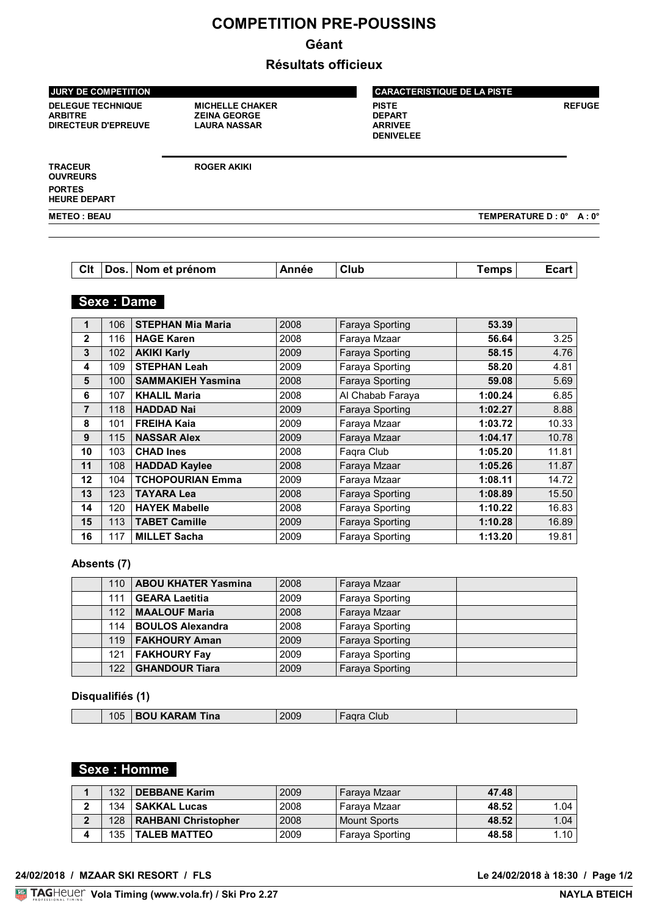# COMPETITION PRE-POUSSINS

## Géant

## Résultats officieux

| JURY DE COMPETITION | | CARACTERISTIQUE DE LA PISTE | |
|---|---|---|---|
| DELEGUE TECHNIQUE | MICHELLE CHAKER | PISTE | REFUGE |
| ARBITRE | ZEINA GEORGE | DEPART | |
| DIRECTEUR D'EPREUVE | LAURA NASSAR | ARRIVEE | |
| | | DENIVELEE | |

TRACEUR: ROGER AKIKI
OUVREURS
PORTES
HEURE DEPART

METEO : BEAU — TEMPERATURE D : 0° A : 0°

### Sexe : Dame

| Clt | Dos. | Nom et prénom | Année | Club | Temps | Ecart |
|---|---|---|---|---|---|---|
| 1 | 106 | **STEPHAN Mia Maria** | 2008 | Faraya Sporting | **53.39** | |
| 2 | 116 | **HAGE Karen** | 2008 | Faraya Mzaar | **56.64** | 3.25 |
| 3 | 102 | **AKIKI Karly** | 2009 | Faraya Sporting | **58.15** | 4.76 |
| 4 | 109 | **STEPHAN Leah** | 2009 | Faraya Sporting | **58.20** | 4.81 |
| 5 | 100 | **SAMMAKIEH Yasmina** | 2008 | Faraya Sporting | **59.08** | 5.69 |
| 6 | 107 | **KHALIL Maria** | 2008 | Al Chabab Faraya | **1:00.24** | 6.85 |
| 7 | 118 | **HADDAD Nai** | 2009 | Faraya Sporting | **1:02.27** | 8.88 |
| 8 | 101 | **FREIHA Kaia** | 2009 | Faraya Mzaar | **1:03.72** | 10.33 |
| 9 | 115 | **NASSAR Alex** | 2009 | Faraya Mzaar | **1:04.17** | 10.78 |
| 10 | 103 | **CHAD Ines** | 2008 | Faqra Club | **1:05.20** | 11.81 |
| 11 | 108 | **HADDAD Kaylee** | 2008 | Faraya Mzaar | **1:05.26** | 11.87 |
| 12 | 104 | **TCHOPOURIAN Emma** | 2009 | Faraya Mzaar | **1:08.11** | 14.72 |
| 13 | 123 | **TAYARA Lea** | 2008 | Faraya Sporting | **1:08.89** | 15.50 |
| 14 | 120 | **HAYEK Mabelle** | 2008 | Faraya Sporting | **1:10.22** | 16.83 |
| 15 | 113 | **TABET Camille** | 2009 | Faraya Sporting | **1:10.28** | 16.89 |
| 16 | 117 | **MILLET Sacha** | 2009 | Faraya Sporting | **1:13.20** | 19.81 |

**Absents (7)**

| Clt | Dos. | Nom et prénom | Année | Club | Temps |
|---|---|---|---|---|---|
| | 110 | **ABOU KHATER Yasmina** | 2008 | Faraya Mzaar | |
| | 111 | **GEARA Laetitia** | 2009 | Faraya Sporting | |
| | 112 | **MAALOUF Maria** | 2008 | Faraya Mzaar | |
| | 114 | **BOULOS Alexandra** | 2008 | Faraya Sporting | |
| | 119 | **FAKHOURY Aman** | 2009 | Faraya Sporting | |
| | 121 | **FAKHOURY Fay** | 2009 | Faraya Sporting | |
| | 122 | **GHANDOUR Tiara** | 2009 | Faraya Sporting | |

**Disqualifiés (1)**

| Clt | Dos. | Nom et prénom | Année | Club | Temps |
|---|---|---|---|---|---|
| | 105 | **BOU KARAM Tina** | 2009 | Faqra Club | |

### Sexe : Homme

| Clt | Dos. | Nom et prénom | Année | Club | Temps | Ecart |
|---|---|---|---|---|---|---|
| 1 | 132 | **DEBBANE Karim** | 2009 | Faraya Mzaar | **47.48** | |
| 2 | 134 | **SAKKAL Lucas** | 2008 | Faraya Mzaar | **48.52** | 1.04 |
| 2 | 128 | **RAHBANI Christopher** | 2008 | Mount Sports | **48.52** | 1.04 |
| 4 | 135 | **TALEB MATTEO** | 2009 | Faraya Sporting | **48.58** | 1.10 |

24/02/2018 / MZAAR SKI RESORT / FLS — Le 24/02/2018 à 18:30

Vola Timing (www.vola.fr) / Ski Pro 2.27 — NAYLA BTEICH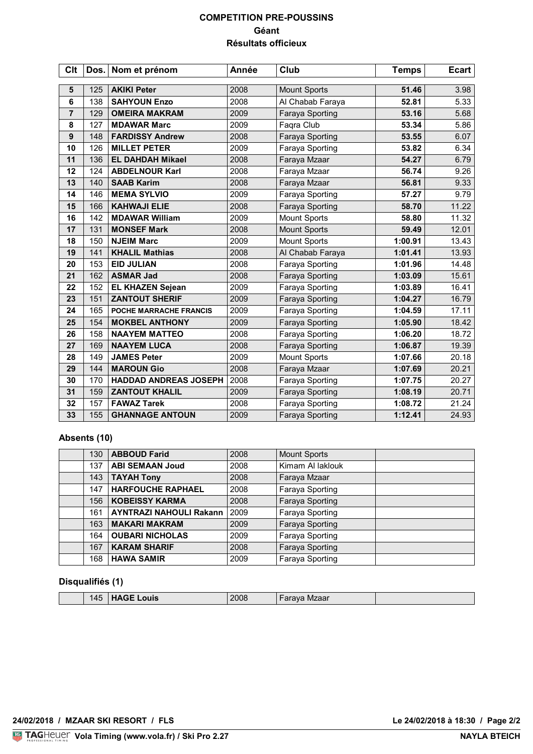**COMPETITION PRE-POUSSINS**
**Géant**
**Résultats officieux**

| Clt | Dos. | Nom et prénom | Année | Club | Temps | Ecart |
|---|---|---|---|---|---|---|
| 5 | 125 | **AKIKI Peter** | 2008 | Mount Sports | **51.46** | 3.98 |
| 6 | 138 | **SAHYOUN Enzo** | 2008 | Al Chabab Faraya | **52.81** | 5.33 |
| 7 | 129 | **OMEIRA MAKRAM** | 2009 | Faraya Sporting | **53.16** | 5.68 |
| 8 | 127 | **MDAWAR Marc** | 2009 | Faqra Club | **53.34** | 5.86 |
| 9 | 148 | **FARDISSY Andrew** | 2008 | Faraya Sporting | **53.55** | 6.07 |
| 10 | 126 | **MILLET PETER** | 2009 | Faraya Sporting | **53.82** | 6.34 |
| 11 | 136 | **EL DAHDAH Mikael** | 2008 | Faraya Mzaar | **54.27** | 6.79 |
| 12 | 124 | **ABDELNOUR Karl** | 2008 | Faraya Mzaar | **56.74** | 9.26 |
| 13 | 140 | **SAAB Karim** | 2008 | Faraya Mzaar | **56.81** | 9.33 |
| 14 | 146 | **MEMA SYLVIO** | 2009 | Faraya Sporting | **57.27** | 9.79 |
| 15 | 166 | **KAHWAJI ELIE** | 2008 | Faraya Sporting | **58.70** | 11.22 |
| 16 | 142 | **MDAWAR William** | 2009 | Mount Sports | **58.80** | 11.32 |
| 17 | 131 | **MONSEF Mark** | 2008 | Mount Sports | **59.49** | 12.01 |
| 18 | 150 | **NJEIM Marc** | 2009 | Mount Sports | **1:00.91** | 13.43 |
| 19 | 141 | **KHALIL Mathias** | 2008 | Al Chabab Faraya | **1:01.41** | 13.93 |
| 20 | 153 | **EID JULIAN** | 2008 | Faraya Sporting | **1:01.96** | 14.48 |
| 21 | 162 | **ASMAR Jad** | 2008 | Faraya Sporting | **1:03.09** | 15.61 |
| 22 | 152 | **EL KHAZEN Sejean** | 2009 | Faraya Sporting | **1:03.89** | 16.41 |
| 23 | 151 | **ZANTOUT SHERIF** | 2009 | Faraya Sporting | **1:04.27** | 16.79 |
| 24 | 165 | **POCHE MARRACHE FRANCIS** | 2009 | Faraya Sporting | **1:04.59** | 17.11 |
| 25 | 154 | **MOKBEL ANTHONY** | 2009 | Faraya Sporting | **1:05.90** | 18.42 |
| 26 | 158 | **NAAYEM MATTEO** | 2008 | Faraya Sporting | **1:06.20** | 18.72 |
| 27 | 169 | **NAAYEM LUCA** | 2008 | Faraya Sporting | **1:06.87** | 19.39 |
| 28 | 149 | **JAMES Peter** | 2009 | Mount Sports | **1:07.66** | 20.18 |
| 29 | 144 | **MAROUN Gio** | 2008 | Faraya Mzaar | **1:07.69** | 20.21 |
| 30 | 170 | **HADDAD ANDREAS JOSEPH** | 2008 | Faraya Sporting | **1:07.75** | 20.27 |
| 31 | 159 | **ZANTOUT KHALIL** | 2009 | Faraya Sporting | **1:08.19** | 20.71 |
| 32 | 157 | **FAWAZ Tarek** | 2008 | Faraya Sporting | **1:08.72** | 21.24 |
| 33 | 155 | **GHANNAGE ANTOUN** | 2009 | Faraya Sporting | **1:12.41** | 24.93 |

**Absents (10)**

| | | | | | |
|---|---|---|---|---|---|
| | 130 | **ABBOUD Farid** | 2008 | Mount Sports | |
| | 137 | **ABI SEMAAN Joud** | 2008 | Kimam Al laklouk | |
| | 143 | **TAYAH Tony** | 2008 | Faraya Mzaar | |
| | 147 | **HARFOUCHE RAPHAEL** | 2008 | Faraya Sporting | |
| | 156 | **KOBEISSY KARMA** | 2008 | Faraya Sporting | |
| | 161 | **AYNTRAZI NAHOULI Rakann** | 2009 | Faraya Sporting | |
| | 163 | **MAKARI MAKRAM** | 2009 | Faraya Sporting | |
| | 164 | **OUBARI NICHOLAS** | 2009 | Faraya Sporting | |
| | 167 | **KARAM SHARIF** | 2008 | Faraya Sporting | |
| | 168 | **HAWA SAMIR** | 2009 | Faraya Sporting | |

**Disqualifiés (1)**

| | | | | | |
|---|---|---|---|---|---|
| | 145 | **HAGE Louis** | 2008 | Faraya Mzaar | |

**24/02/2018 / MZAAR SKI RESORT / FLS** — **Le 24/02/2018 à 18:30**

**Vola Timing (www.vola.fr) / Ski Pro 2.27** — **NAYLA BTEICH**